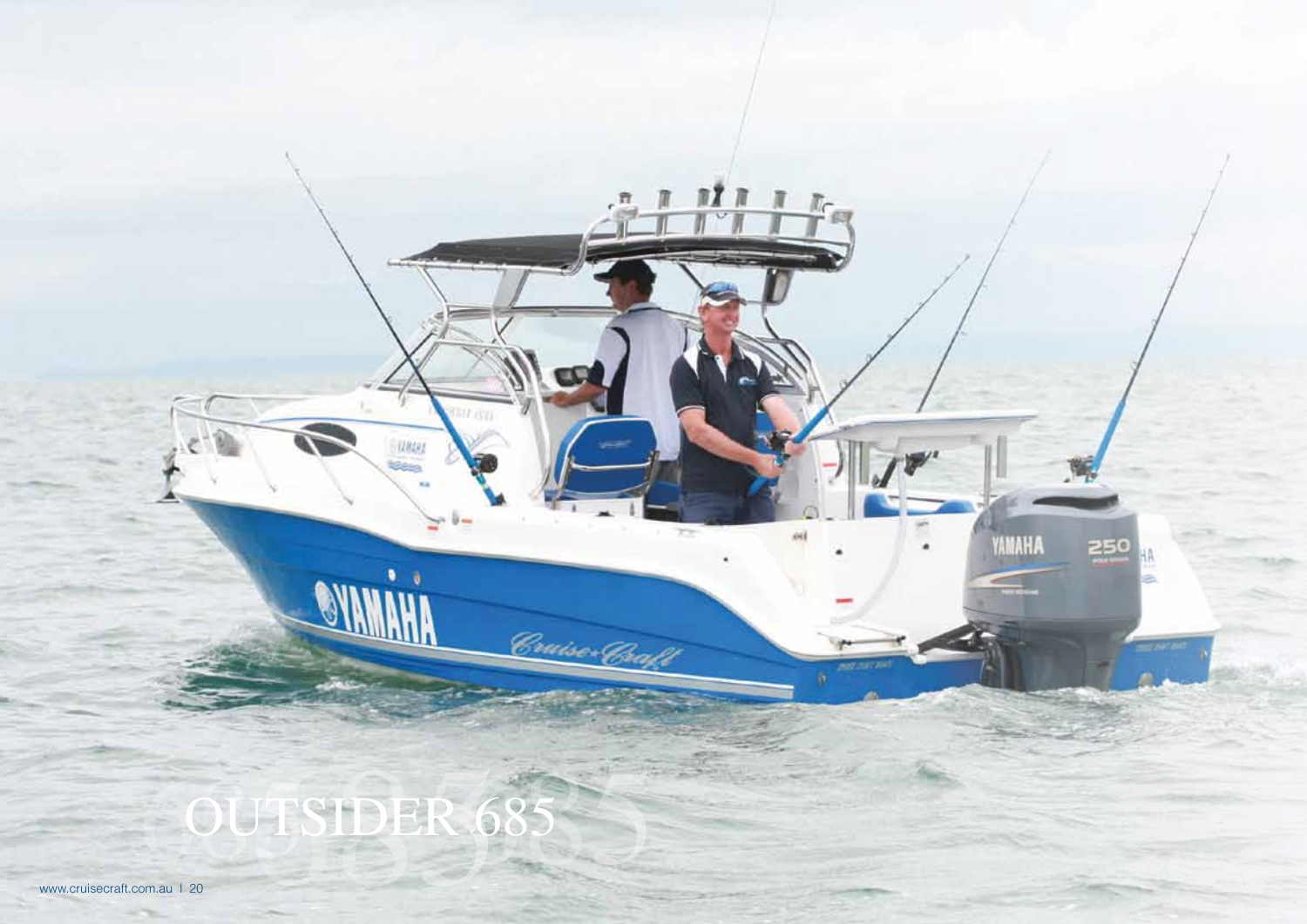# OUTSIDER 685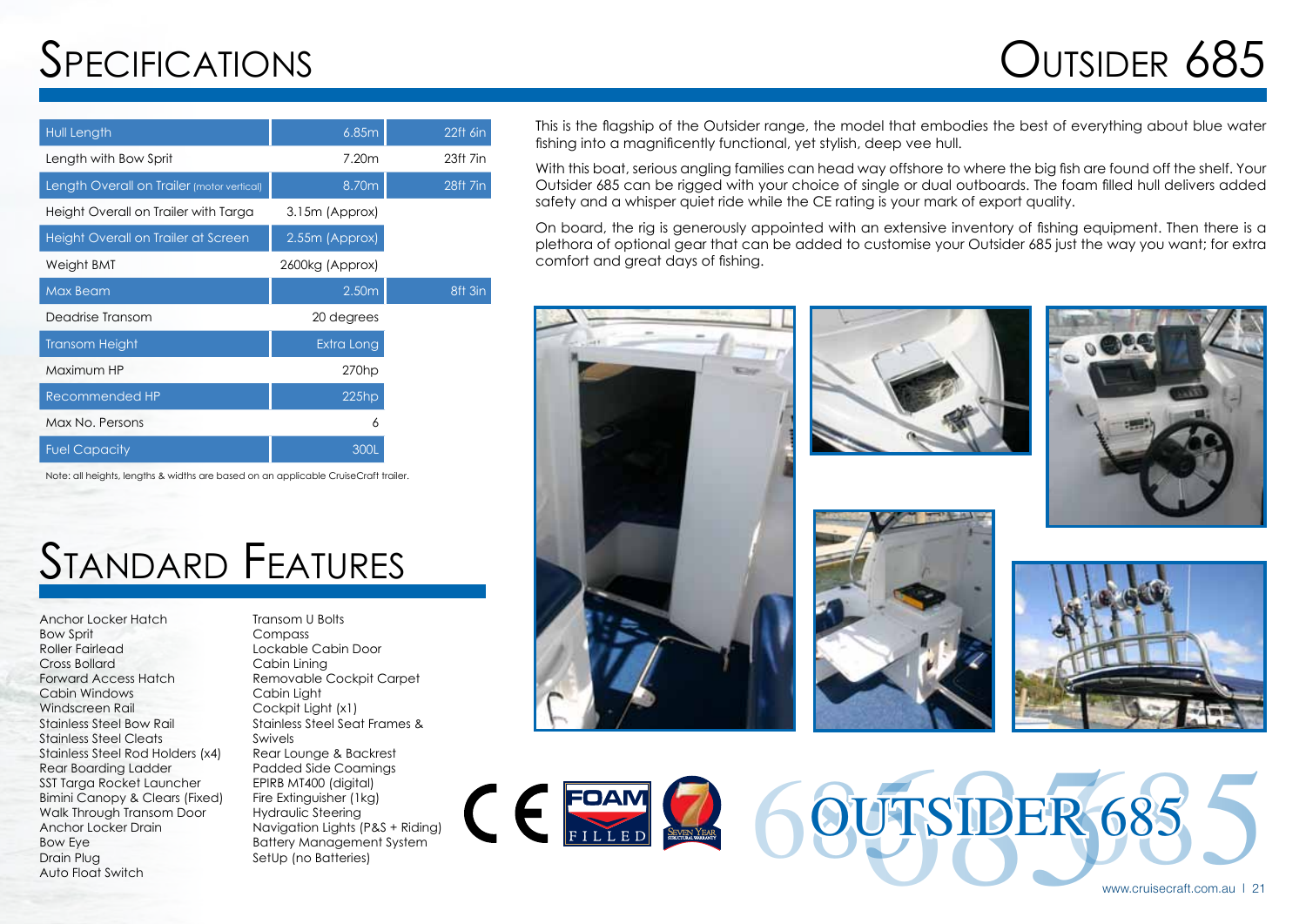# Specifications

# Outsider 685

| | | |
|---|---|---|
| Hull Length | 6.85m | 22ft 6in |
| Length with Bow Sprit | 7.20m | 23ft 7in |
| Length Overall on Trailer (motor vertical) | 8.70m | 28ft 7in |
| Height Overall on Trailer with Targa | 3.15m (Approx) | |
| Height Overall on Trailer at Screen | 2.55m (Approx) | |
| Weight BMT | 2600kg (Approx) | |
| Max Beam | 2.50m | 8ft 3in |
| Deadrise Transom | 20 degrees | |
| Transom Height | Extra Long | |
| Maximum HP | 270hp | |
| Recommended HP | 225hp | |
| Max No. Persons | 6 | |
| Fuel Capacity | 300L | |

Note: all heights, lengths & widths are based on an applicable CruiseCraft trailer.

This is the flagship of the Outsider range, the model that embodies the best of everything about blue water fishing into a magnificently functional, yet stylish, deep vee hull.

With this boat, serious angling families can head way offshore to where the big fish are found off the shelf. Your Outsider 685 can be rigged with your choice of single or dual outboards. The foam filled hull delivers added safety and a whisper quiet ride while the CE rating is your mark of export quality.

On board, the rig is generously appointed with an extensive inventory of fishing equipment. Then there is a plethora of optional gear that can be added to customise your Outsider 685 just the way you want; for extra comfort and great days of fishing.

# Standard Features

- Anchor Locker Hatch
- Bow Sprit
- Roller Fairlead
- Cross Bollard
- Forward Access Hatch
- Cabin Windows
- Windscreen Rail
- Stainless Steel Bow Rail
- Stainless Steel Cleats
- Stainless Steel Rod Holders (x4)
- Rear Boarding Ladder
- SST Targa Rocket Launcher
- Bimini Canopy & Clears (Fixed)
- Walk Through Transom Door
- Anchor Locker Drain
- Bow Eye
- Drain Plug
- Auto Float Switch
- Transom U Bolts
- Compass
- Lockable Cabin Door
- Cabin Lining
- Removable Cockpit Carpet
- Cabin Light
- Cockpit Light (x1)
- Stainless Steel Seat Frames & Swivels
- Rear Lounge & Backrest
- Padded Side Coamings
- EPIRB MT400 (digital)
- Fire Extinguisher (1kg)
- Hydraulic Steering
- Navigation Lights (P&S + Riding)
- Battery Management System
- SetUp (no Batteries)

CE FOAM FILLED Seven Year Structural Warranty

OUTSIDER 685

www.cruisecraft.com.au